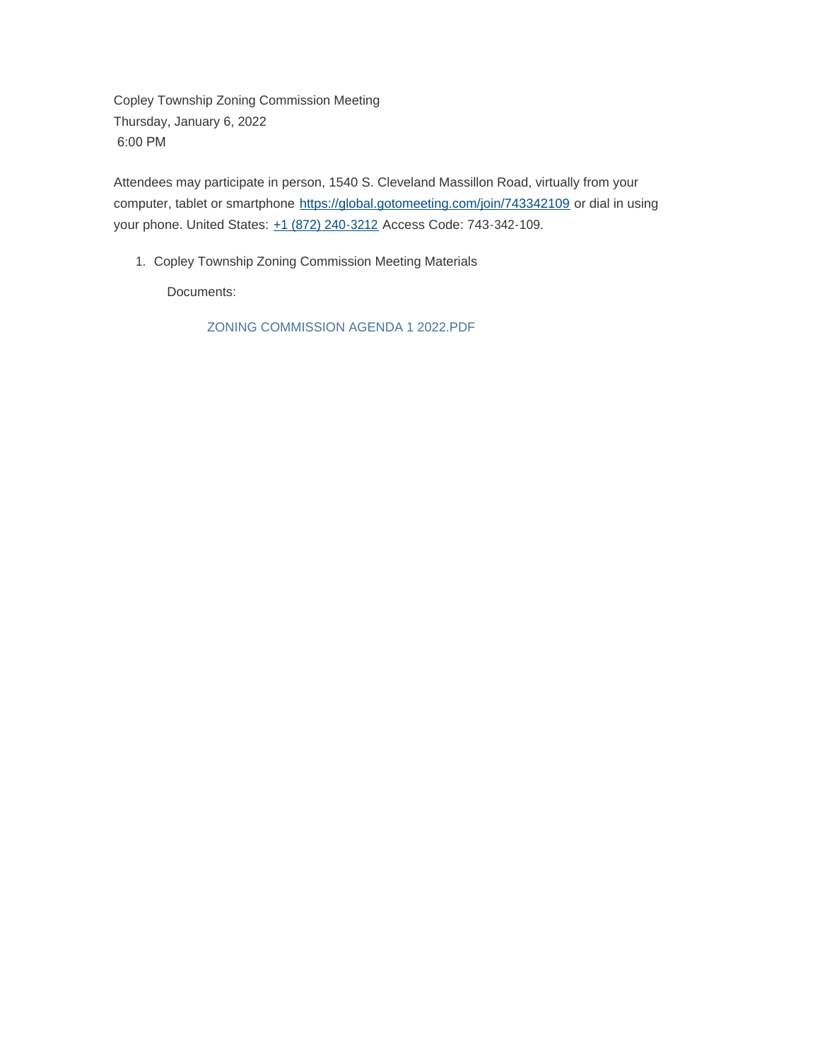Copley Township Zoning Commission Meeting
Thursday, January 6, 2022
6:00 PM

Attendees may participate in person, 1540 S. Cleveland Massillon Road, virtually from your computer, tablet or smartphone [https://global.gotomeeting.com/join/743342109](https://global.gotomeeting.com/join/743342109) or dial in using your phone. United States: +1 (872) 240-3212 Access Code: 743-342-109.

1. Copley Township Zoning Commission Meeting Materials

   Documents:

   ZONING COMMISSION AGENDA 1 2022.PDF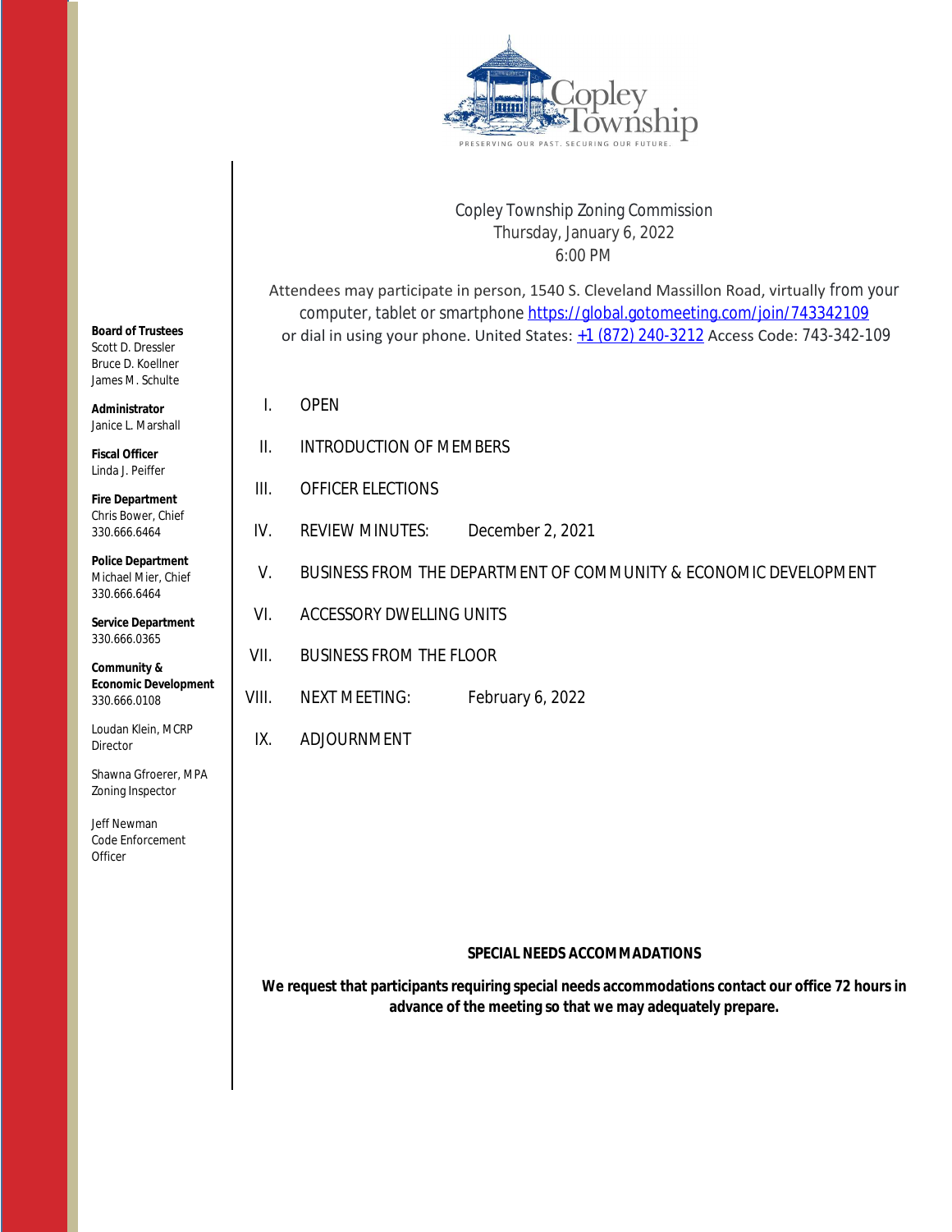Copley Township
PRESERVING OUR PAST. SECURING OUR FUTURE.

**Board of Trustees**
Scott D. Dressler
Bruce D. Koellner
James M. Schulte

**Administrator**
Janice L. Marshall

**Fiscal Officer**
Linda J. Peiffer

**Fire Department**
Chris Bower, Chief
330.666.6464

**Police Department**
Michael Mier, Chief
330.666.6464

**Service Department**
330.666.0365

**Community & Economic Development**
330.666.0108

Loudan Klein, MCRP
Director

Shawna Gfroerer, MPA
Zoning Inspector

Jeff Newman
Code Enforcement Officer

Copley Township Zoning Commission
Thursday, January 6, 2022
6:00 PM

Attendees may participate in person, 1540 S. Cleveland Massillon Road, virtually from your computer, tablet or smartphone https://global.gotomeeting.com/join/743342109
or dial in using your phone. United States: +1 (872) 240-3212 Access Code: 743-342-109

I. OPEN

II. INTRODUCTION OF MEMBERS

III. OFFICER ELECTIONS

IV. REVIEW MINUTES: December 2, 2021

V. BUSINESS FROM THE DEPARTMENT OF COMMUNITY & ECONOMIC DEVELOPMENT

VI. ACCESSORY DWELLING UNITS

VII. BUSINESS FROM THE FLOOR

VIII. NEXT MEETING: February 6, 2022

IX. ADJOURNMENT

**SPECIAL NEEDS ACCOMMADATIONS**

**We request that participants requiring special needs accommodations contact our office 72 hours in advance of the meeting so that we may adequately prepare.**